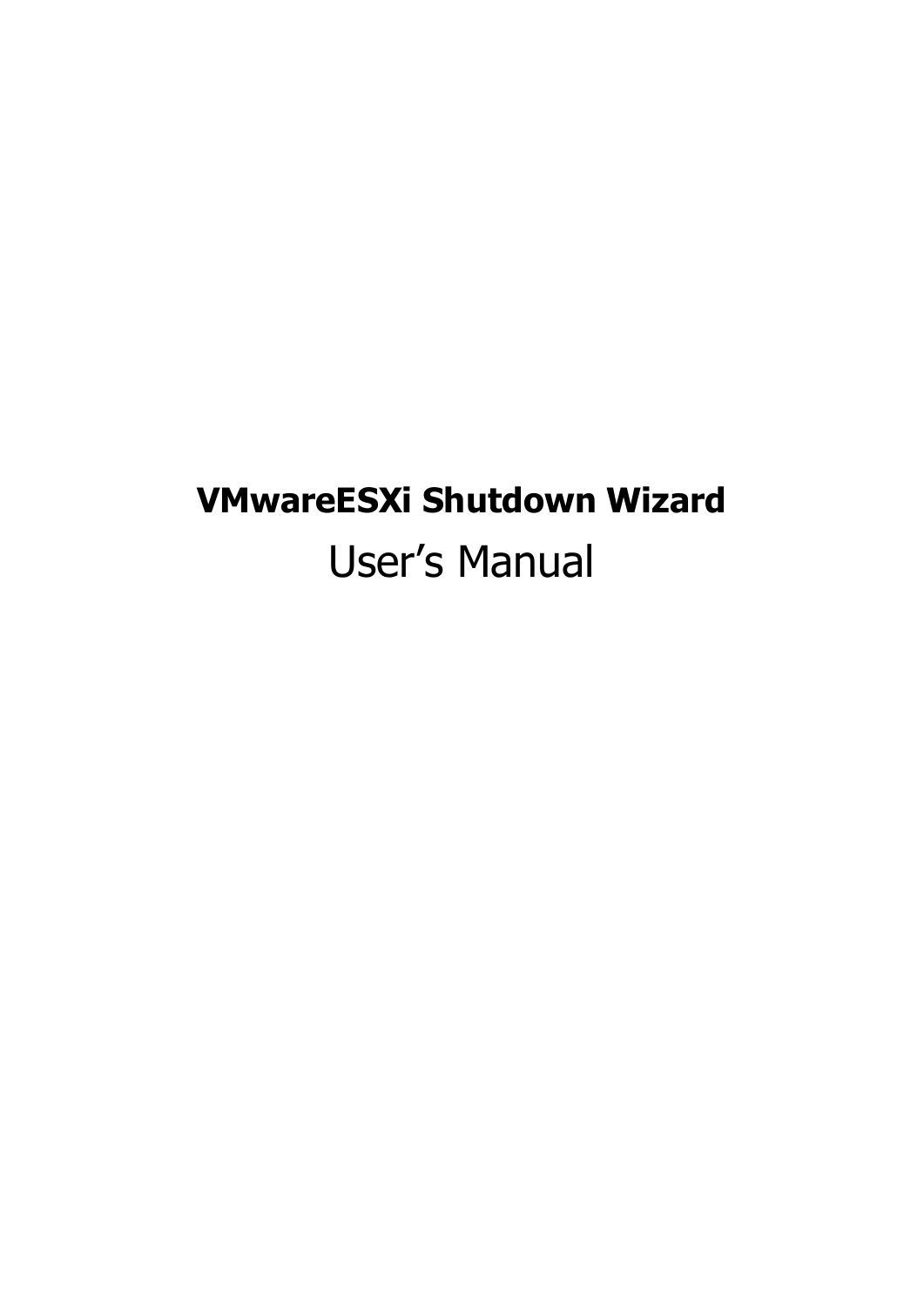# VMwareESXi Shutdown Wizard

User’s Manual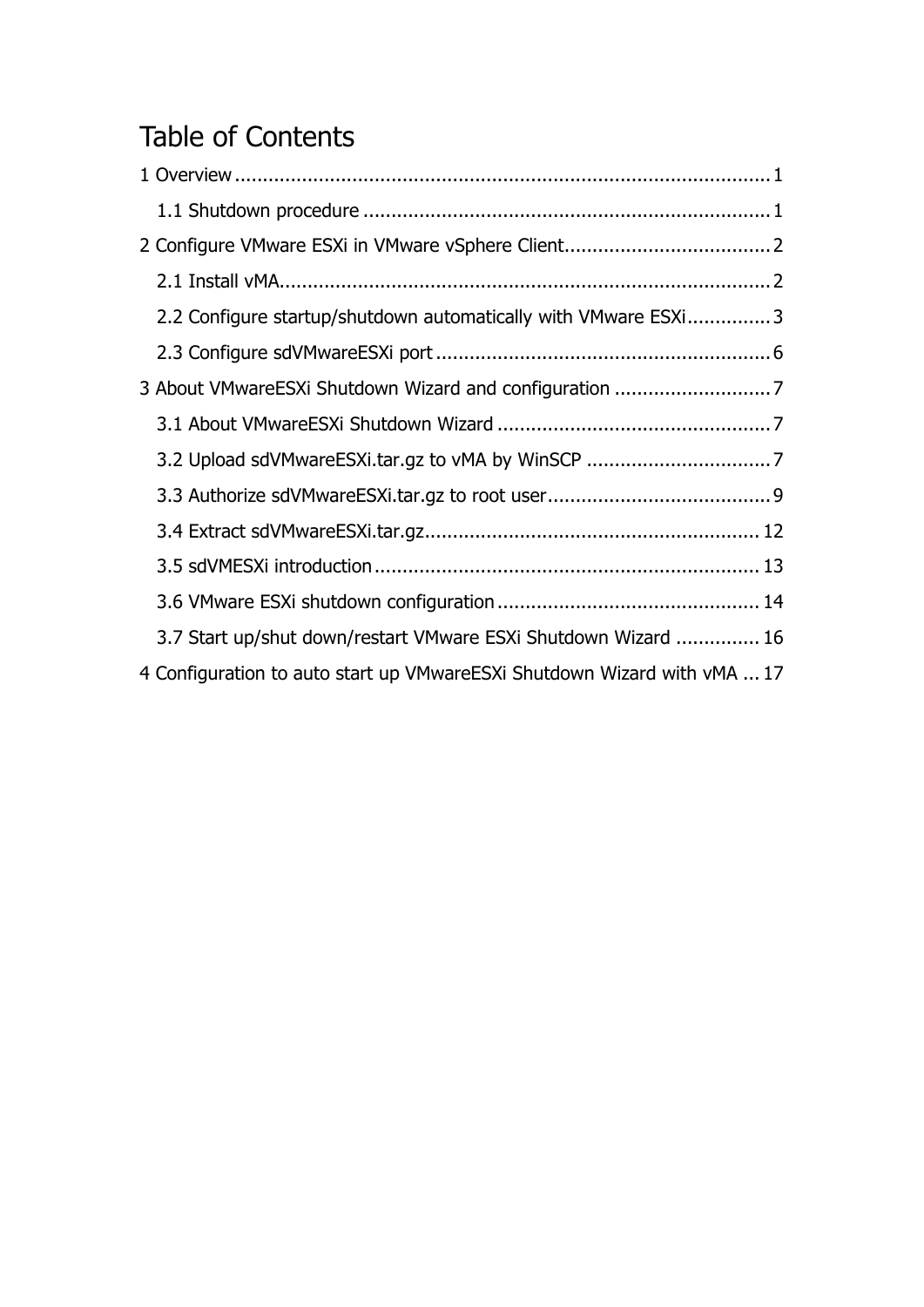# Table of Contents

1 Overview ........................................................................................... 1

- 1.1 Shutdown procedure .......................................................................... 1

2 Configure VMware ESXi in VMware vSphere Client..................................... 2

- 2.1 Install vMA........................................................................................ 2
- 2.2 Configure startup/shutdown automatically with VMware ESXi............... 3
- 2.3 Configure sdVMwareESXi port ............................................................ 6

3 About VMwareESXi Shutdown Wizard and configuration ............................ 7

- 3.1 About VMwareESXi Shutdown Wizard ................................................. 7
- 3.2 Upload sdVMwareESXi.tar.gz to vMA by WinSCP ................................. 7
- 3.3 Authorize sdVMwareESXi.tar.gz to root user........................................ 9
- 3.4 Extract sdVMwareESXi.tar.gz............................................................ 12
- 3.5 sdVMESXi introduction ..................................................................... 13
- 3.6 VMware ESXi shutdown configuration ............................................... 14
- 3.7 Start up/shut down/restart VMware ESXi Shutdown Wizard ............... 16

4 Configuration to auto start up VMwareESXi Shutdown Wizard with vMA ... 17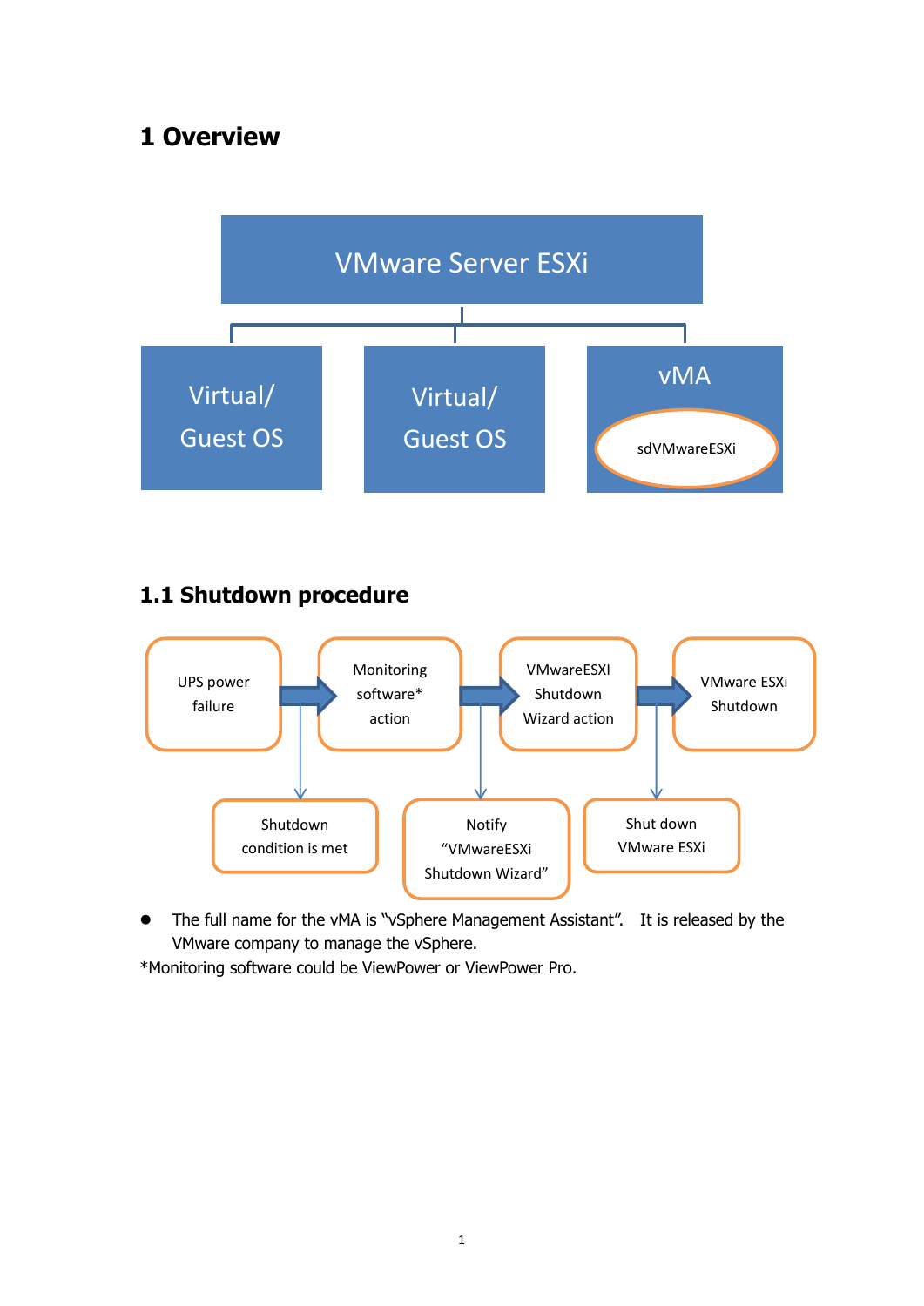# 1 Overview

VMware Server ESXi

Virtual/ Guest OS

Virtual/ Guest OS

vMA

sdVMwareESXi

## 1.1 Shutdown procedure

UPS power failure → Monitoring software* action → VMwareESXI Shutdown Wizard action → VMware ESXi Shutdown

Shutdown condition is met

Notify "VMwareESXi Shutdown Wizard"

Shut down VMware ESXi

- The full name for the vMA is "vSphere Management Assistant". It is released by the VMware company to manage the vSphere.

*Monitoring software could be ViewPower or ViewPower Pro.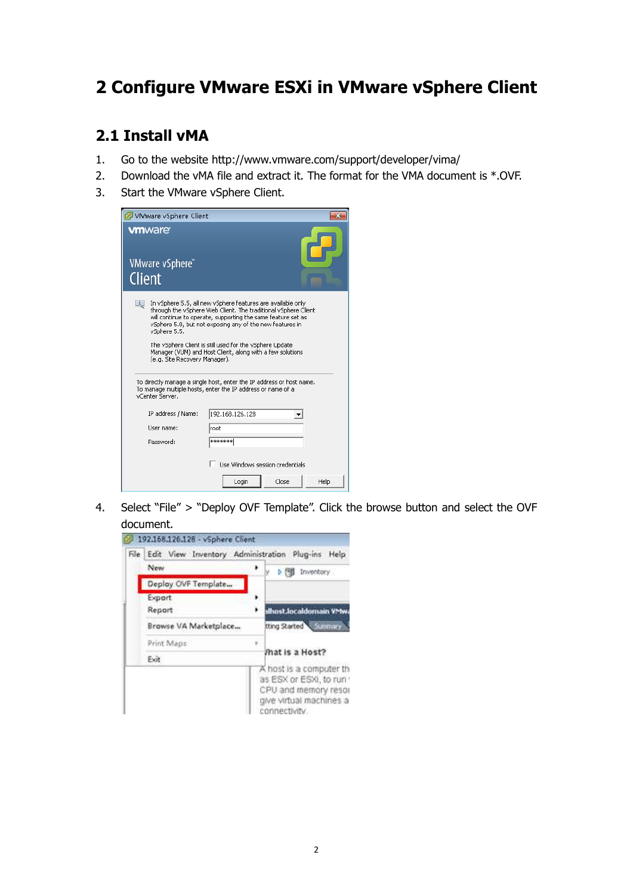# 2 Configure VMware ESXi in VMware vSphere Client

## 2.1 Install vMA

1. Go to the website http://www.vmware.com/support/developer/vima/
2. Download the vMA file and extract it. The format for the VMA document is *.OVF.
3. Start the VMware vSphere Client.
4. Select "File" > "Deploy OVF Template". Click the browse button and select the OVF document.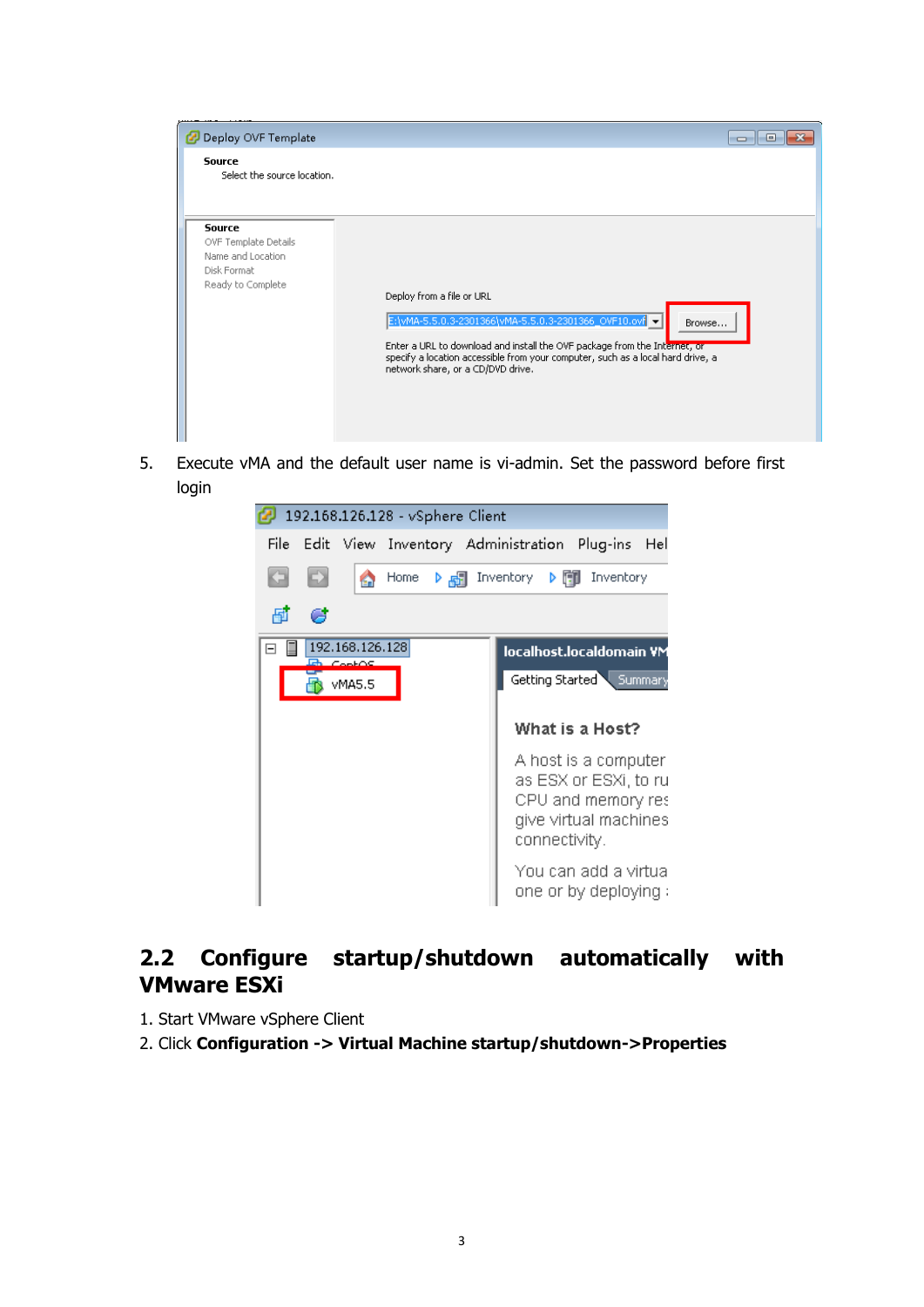5. Execute vMA and the default user name is vi-admin. Set the password before first login

## 2.2 Configure startup/shutdown automatically with VMware ESXi

1. Start VMware vSphere Client
2. Click **Configuration -> Virtual Machine startup/shutdown->Properties**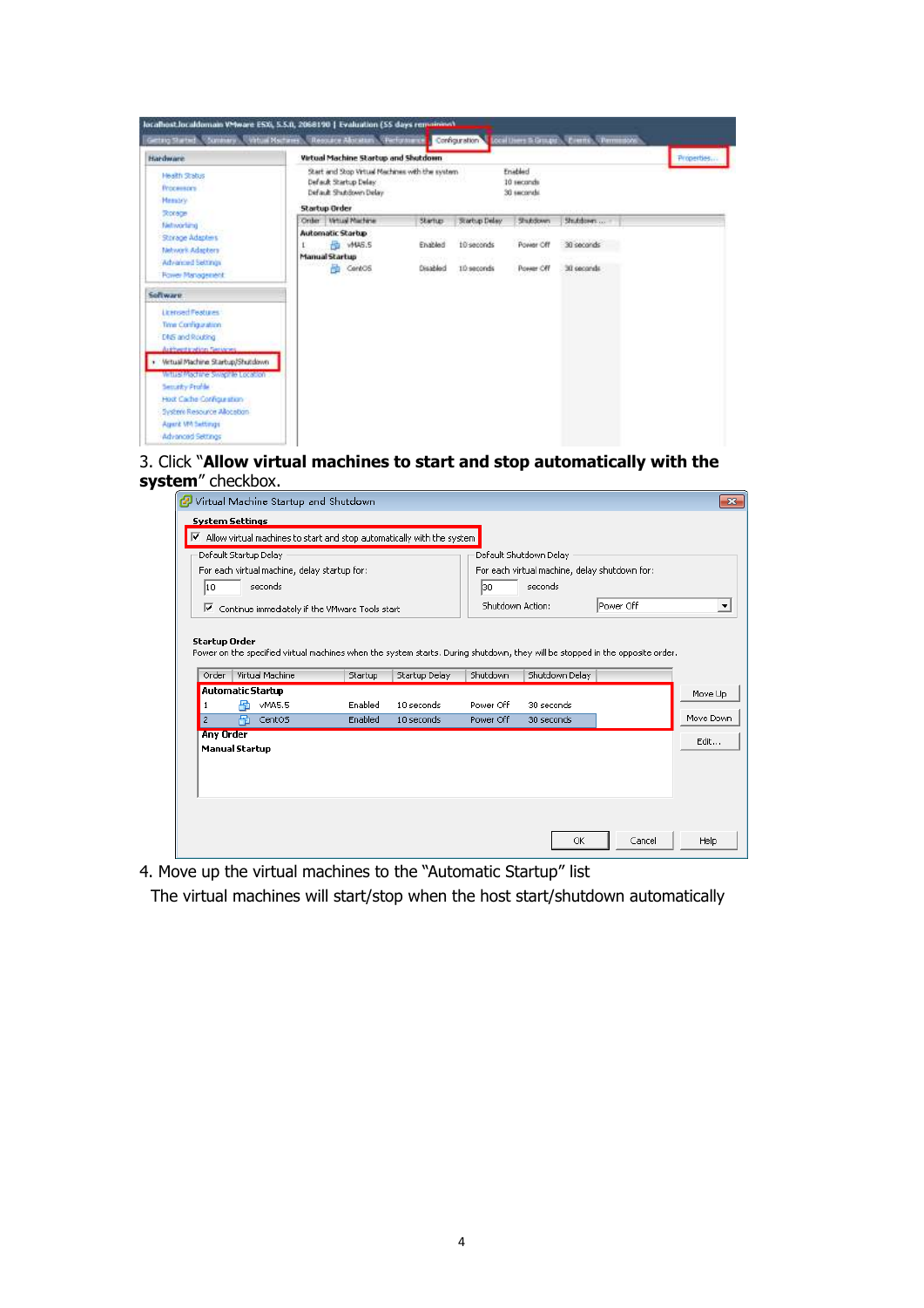3. Click "**Allow virtual machines to start and stop automatically with the system**" checkbox.

4. Move up the virtual machines to the "Automatic Startup" list

The virtual machines will start/stop when the host start/shutdown automatically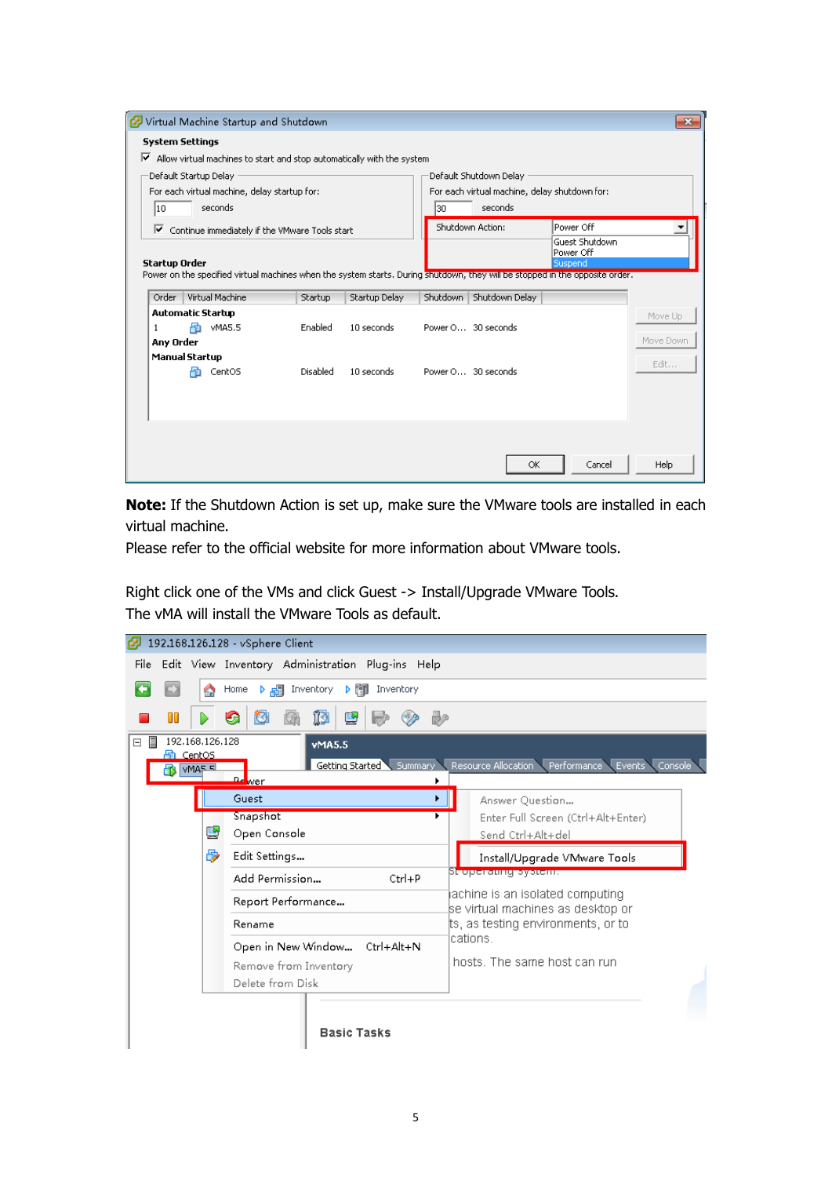**Note:** If the Shutdown Action is set up, make sure the VMware tools are installed in each virtual machine.
Please refer to the official website for more information about VMware tools.

Right click one of the VMs and click Guest -> Install/Upgrade VMware Tools.
The vMA will install the VMware Tools as default.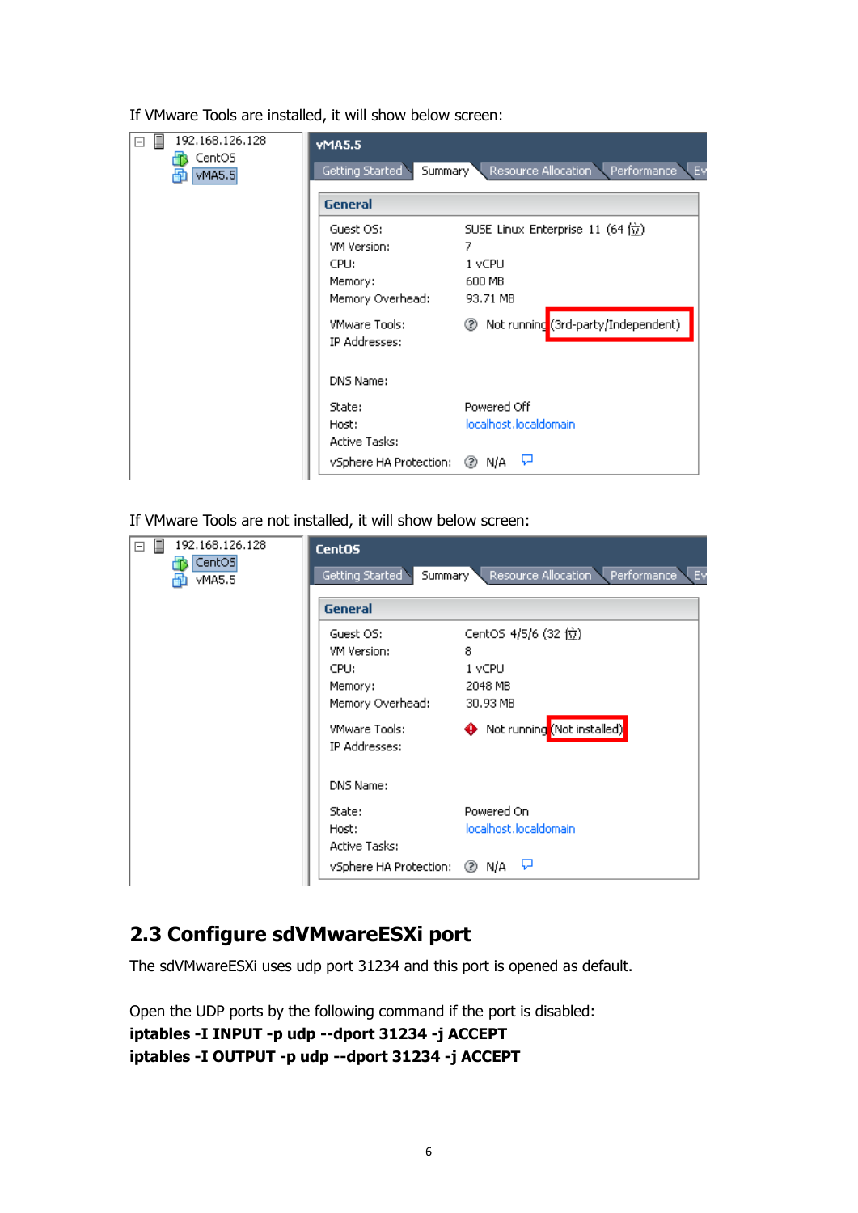If VMware Tools are installed, it will show below screen:

If VMware Tools are not installed, it will show below screen:

## 2.3 Configure sdVMwareESXi port

The sdVMwareESXi uses udp port 31234 and this port is opened as default.

Open the UDP ports by the following command if the port is disabled:

**iptables -I INPUT -p udp --dport 31234 -j ACCEPT**

**iptables -I OUTPUT -p udp --dport 31234 -j ACCEPT**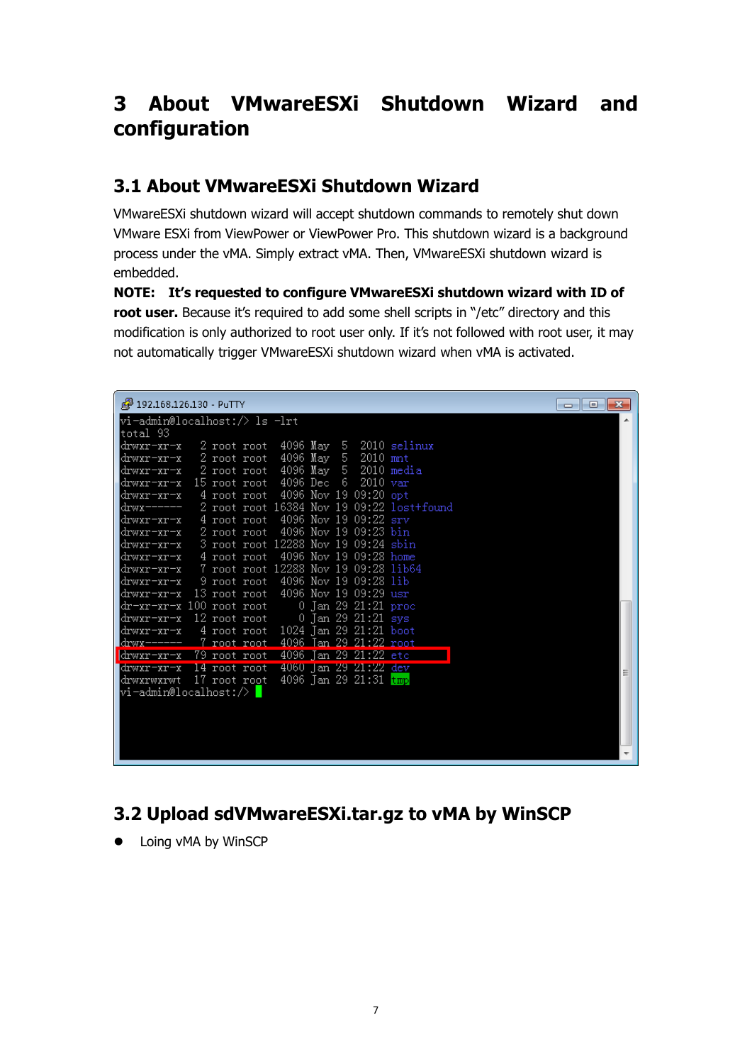# 3 About VMwareESXi Shutdown Wizard and configuration

## 3.1 About VMwareESXi Shutdown Wizard

VMwareESXi shutdown wizard will accept shutdown commands to remotely shut down VMware ESXi from ViewPower or ViewPower Pro. This shutdown wizard is a background process under the vMA. Simply extract vMA. Then, VMwareESXi shutdown wizard is embedded.

**NOTE: It's requested to configure VMwareESXi shutdown wizard with ID of root user.** Because it's required to add some shell scripts in "/etc" directory and this modification is only authorized to root user only. If it's not followed with root user, it may not automatically trigger VMwareESXi shutdown wizard when vMA is activated.

```
vi-admin@localhost:/> ls -lrt
total 93
drwxr-xr-x   2 root root  4096 May  5  2010 selinux
drwxr-xr-x   2 root root  4096 May  5  2010 mnt
drwxr-xr-x   2 root root  4096 May  5  2010 media
drwxr-xr-x  15 root root  4096 Dec  6  2010 var
drwxr-xr-x   4 root root  4096 Nov 19 09:20 opt
drwx------   2 root root 16384 Nov 19 09:22 lost+found
drwxr-xr-x   4 root root  4096 Nov 19 09:22 srv
drwxr-xr-x   2 root root  4096 Nov 19 09:23 bin
drwxr-xr-x   3 root root 12288 Nov 19 09:24 sbin
drwxr-xr-x   4 root root  4096 Nov 19 09:28 home
drwxr-xr-x   7 root root 12288 Nov 19 09:28 lib64
drwxr-xr-x   9 root root  4096 Nov 19 09:28 lib
drwxr-xr-x  13 root root  4096 Nov 19 09:29 usr
dr-xr-xr-x 100 root root     0 Jan 29 21:21 proc
drwxr-xr-x  12 root root     0 Jan 29 21:21 sys
drwxr-xr-x   4 root root  1024 Jan 29 21:21 boot
drwx------   7 root root  4096 Jan 29 21:22 root
drwxr-xr-x  79 root root  4096 Jan 29 21:22 etc
drwxr-xr-x  14 root root  4060 Jan 29 21:22 dev
drwxrwxrwt  17 root root  4096 Jan 29 21:31 tmp
vi-admin@localhost:/>
```

## 3.2 Upload sdVMwareESXi.tar.gz to vMA by WinSCP

- Loing vMA by WinSCP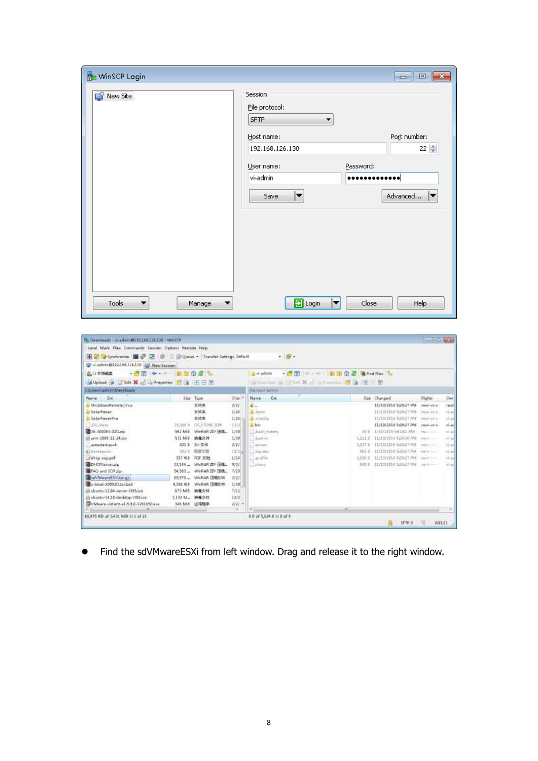- Find the sdVMwareESXi from left window. Drag and release it to the right window.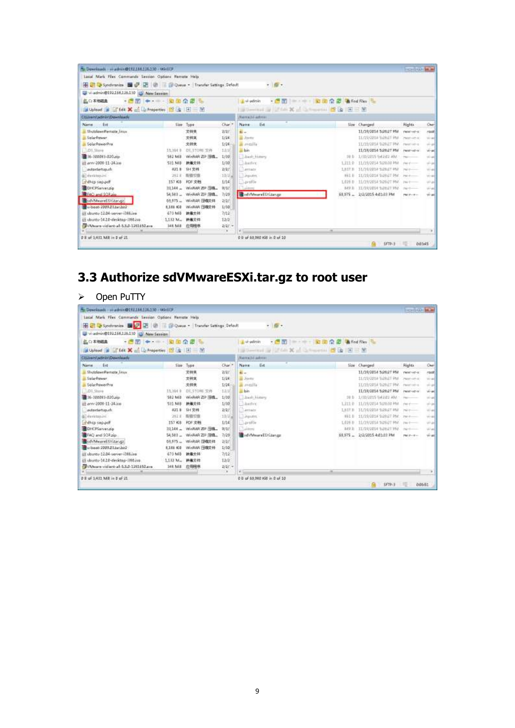## 3.3 Authorize sdVMwareESXi.tar.gz to root user

- Open PuTTY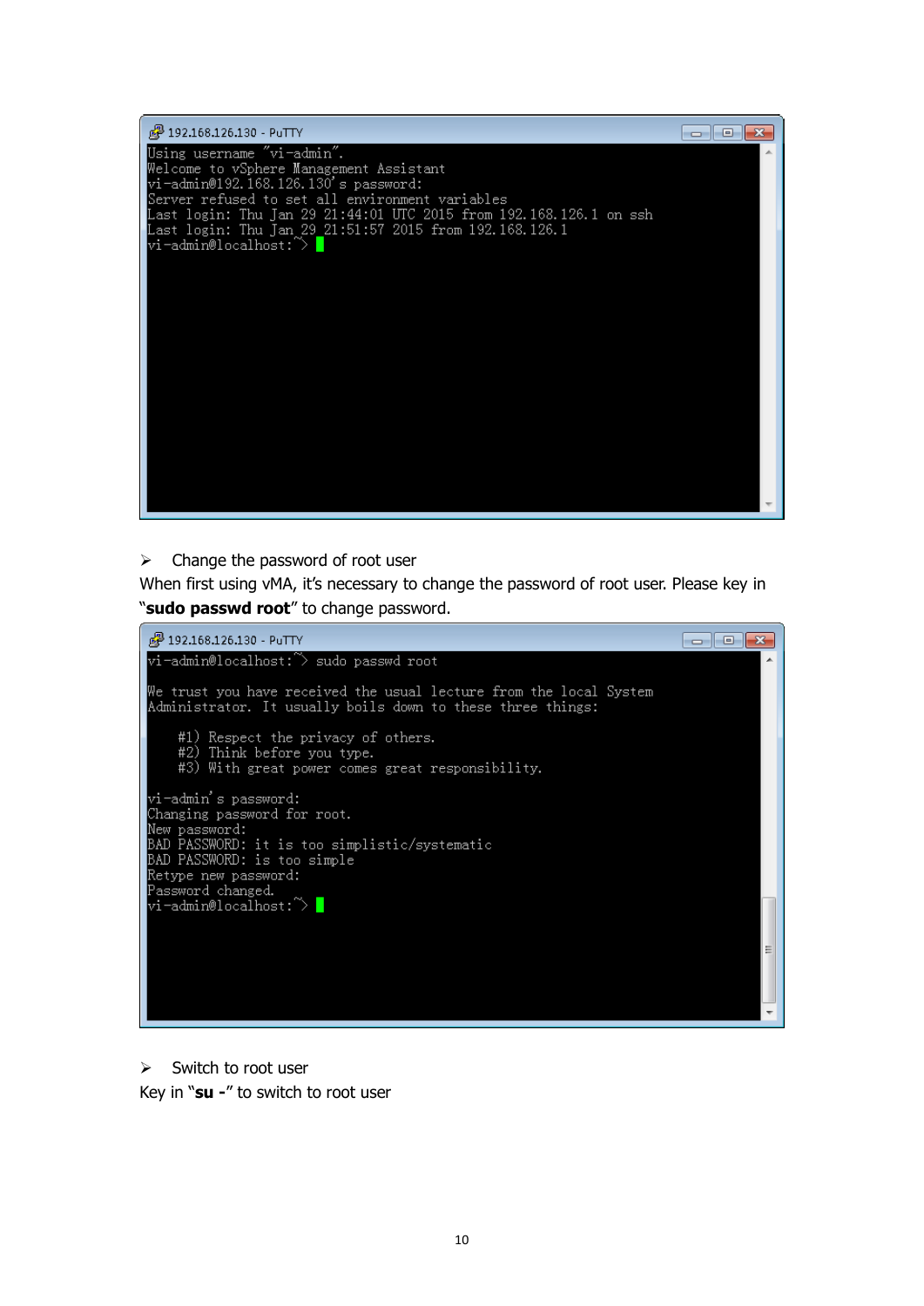```
192.168.126.130 - PuTTY
Using username "vi-admin".
Welcome to vSphere Management Assistant
vi-admin@192.168.126.130's password:
Server refused to set all environment variables
Last login: Thu Jan 29 21:44:01 UTC 2015 from 192.168.126.1 on ssh
Last login: Thu Jan 29 21:51:57 2015 from 192.168.126.1
vi-admin@localhost:~>
```

- Change the password of root user

When first using vMA, it's necessary to change the password of root user. Please key in "**sudo passwd root**" to change password.

```
192.168.126.130 - PuTTY
vi-admin@localhost:~> sudo passwd root

We trust you have received the usual lecture from the local System
Administrator. It usually boils down to these three things:

    #1) Respect the privacy of others.
    #2) Think before you type.
    #3) With great power comes great responsibility.

vi-admin's password:
Changing password for root.
New password:
BAD PASSWORD: it is too simplistic/systematic
BAD PASSWORD: is too simple
Retype new password:
Password changed.
vi-admin@localhost:~>
```

- Switch to root user

Key in "**su -**" to switch to root user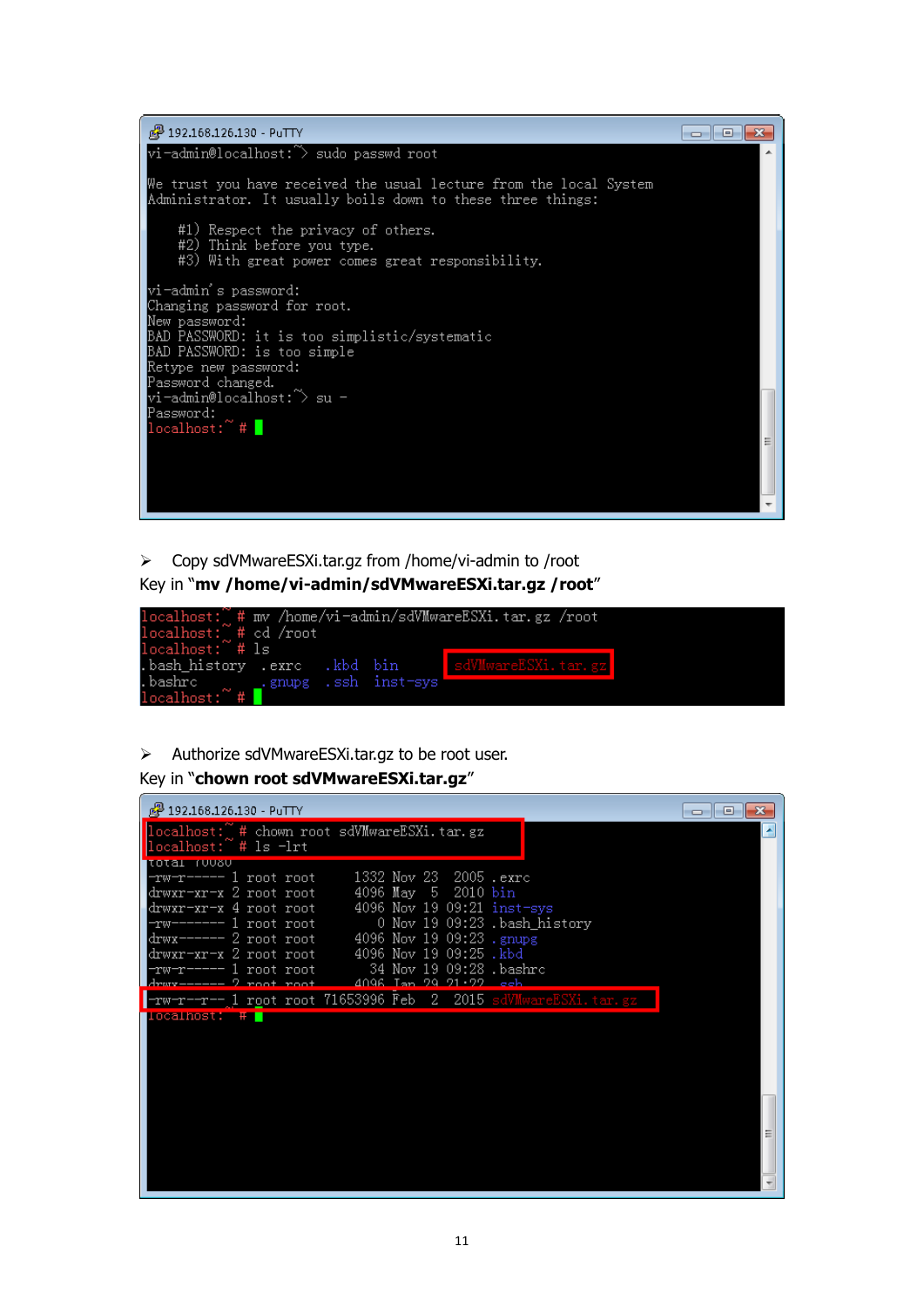```
192.168.126.130 - PuTTY
vi-admin@localhost:~> sudo passwd root

We trust you have received the usual lecture from the local System
Administrator. It usually boils down to these three things:

    #1) Respect the privacy of others.
    #2) Think before you type.
    #3) With great power comes great responsibility.

vi-admin's password:
Changing password for root.
New password:
BAD PASSWORD: it is too simplistic/systematic
BAD PASSWORD: is too simple
Retype new password:
Password changed.
vi-admin@localhost:~> su -
Password:
localhost:~ #
```

- Copy sdVMwareESXi.tar.gz from /home/vi-admin to /root

Key in "**mv /home/vi-admin/sdVMwareESXi.tar.gz /root**"

```
localhost:~ # mv /home/vi-admin/sdVMwareESXi.tar.gz /root
localhost:~ # cd /root
localhost:~ # ls
.bash_history  .exrc   .kbd  bin        sdVMwareESXi.tar.gz
.bashrc        .gnupg  .ssh  inst-sys
localhost:~ #
```

- Authorize sdVMwareESXi.tar.gz to be root user.

Key in "**chown root sdVMwareESXi.tar.gz**"

```
192.168.126.130 - PuTTY
localhost:~ # chown root sdVMwareESXi.tar.gz
localhost:~ # ls -lrt
total 70080
-rw-r----- 1 root root     1332 Nov 23  2005 .exrc
drwxr-xr-x 2 root root     4096 May  5  2010 bin
drwxr-xr-x 4 root root     4096 Nov 19 09:21 inst-sys
-rw------- 1 root root        0 Nov 19 09:23 .bash_history
drwx------ 2 root root     4096 Nov 19 09:23 .gnupg
drwxr-xr-x 2 root root     4096 Nov 19 09:25 .kbd
-rw-r----- 1 root root       34 Nov 19 09:28 .bashrc
drwx------ 2 root root     4096 Jan 29 21:22 .ssh
-rw-r--r-- 1 root root 71653996 Feb  2  2015 sdVMwareESXi.tar.gz
localhost:~ #
```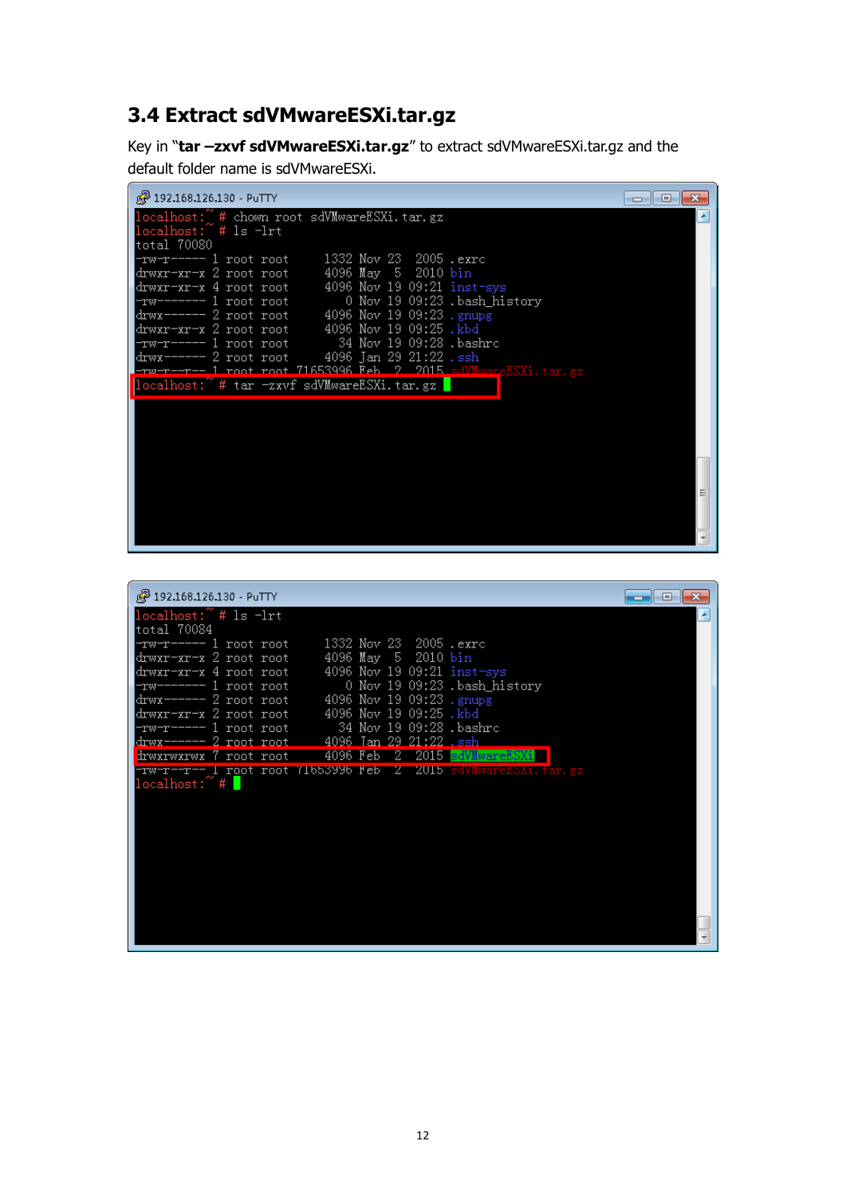## 3.4 Extract sdVMwareESXi.tar.gz

Key in "**tar –zxvf sdVMwareESXi.tar.gz**" to extract sdVMwareESXi.tar.gz and the default folder name is sdVMwareESXi.

```
192.168.126.130 - PuTTY
localhost:~ # chown root sdVMwareESXi.tar.gz
localhost:~ # ls -lrt
total 70080
-rw-r----- 1 root root     1332 Nov 23  2005 .exrc
drwxr-xr-x 2 root root     4096 May  5  2010 bin
drwxr-xr-x 4 root root     4096 Nov 19 09:21 inst-sys
-rw------- 1 root root        0 Nov 19 09:23 .bash_history
drwx------ 2 root root     4096 Nov 19 09:23 .gnupg
drwxr-xr-x 2 root root     4096 Nov 19 09:25 .kbd
-rw-r----- 1 root root       34 Nov 19 09:28 .bashrc
drwx------ 2 root root     4096 Jan 29 21:22 .ssh
-rw-r--r-- 1 root root 71653996 Feb  2  2015 sdVMwareESXi.tar.gz
localhost:~ # tar -zxvf sdVMwareESXi.tar.gz
```

```
192.168.126.130 - PuTTY
localhost:~ # ls -lrt
total 70084
-rw-r----- 1 root root     1332 Nov 23  2005 .exrc
drwxr-xr-x 2 root root     4096 May  5  2010 bin
drwxr-xr-x 4 root root     4096 Nov 19 09:21 inst-sys
-rw------- 1 root root        0 Nov 19 09:23 .bash_history
drwx------ 2 root root     4096 Nov 19 09:23 .gnupg
drwxr-xr-x 2 root root     4096 Nov 19 09:25 .kbd
-rw-r----- 1 root root       34 Nov 19 09:28 .bashrc
drwx------ 2 root root     4096 Jan 29 21:22 .ssh
drwxrwxrwx 7 root root     4096 Feb  2  2015 sdVMwareESXi
-rw-r--r-- 1 root root 71653996 Feb  2  2015 sdVMwareESXi.tar.gz
localhost:~ #
```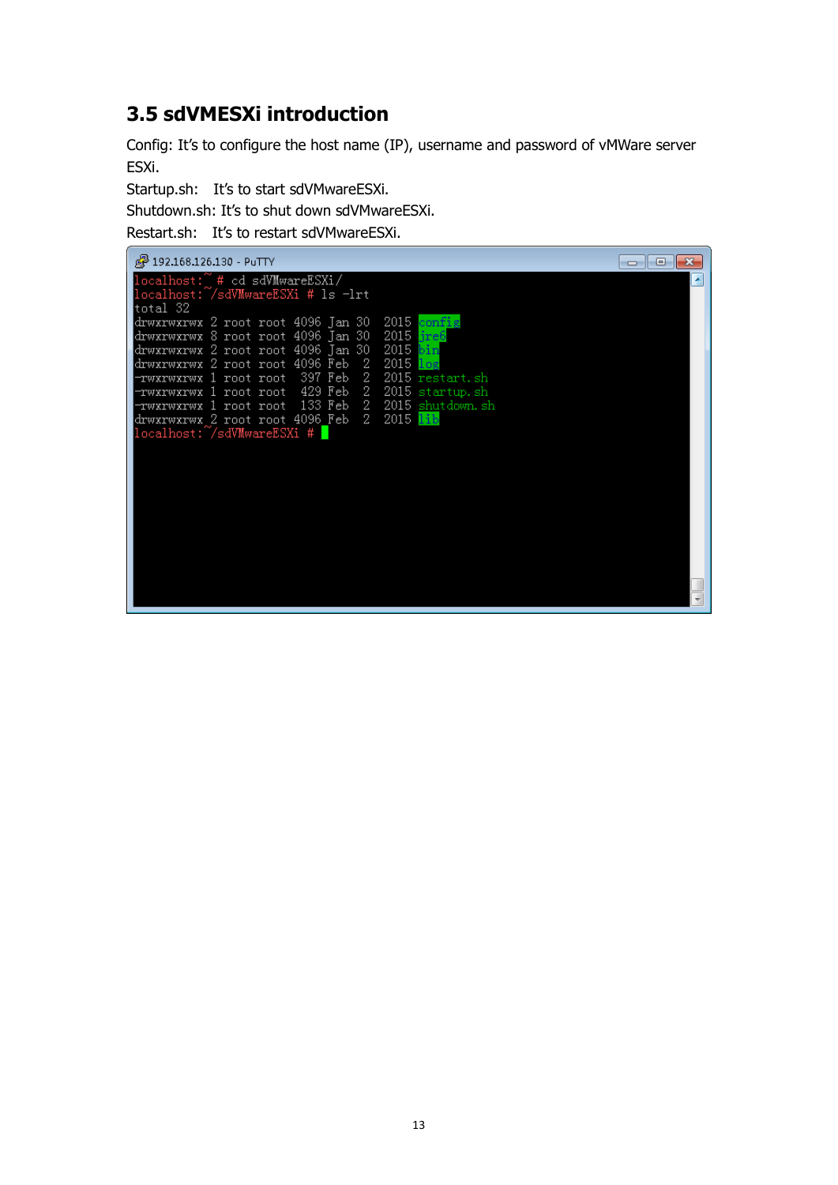## 3.5 sdVMESXi introduction

Config: It's to configure the host name (IP), username and password of vMWare server ESXi.

Startup.sh: It's to start sdVMwareESXi.

Shutdown.sh: It's to shut down sdVMwareESXi.

Restart.sh: It's to restart sdVMwareESXi.

```
192.168.126.130 - PuTTY
localhost:~ # cd sdVMwareESXi/
localhost:~/sdVMwareESXi # ls -lrt
total 32
drwxrwxrwx 2 root root 4096 Jan 30  2015 config
drwxrwxrwx 8 root root 4096 Jan 30  2015 jre6
drwxrwxrwx 2 root root 4096 Jan 30  2015 bin
drwxrwxrwx 2 root root 4096 Feb  2  2015 log
-rwxrwxrwx 1 root root  397 Feb  2  2015 restart.sh
-rwxrwxrwx 1 root root  429 Feb  2  2015 startup.sh
-rwxrwxrwx 1 root root  133 Feb  2  2015 shutdown.sh
drwxrwxrwx 2 root root 4096 Feb  2  2015 lib
localhost:~/sdVMwareESXi #
```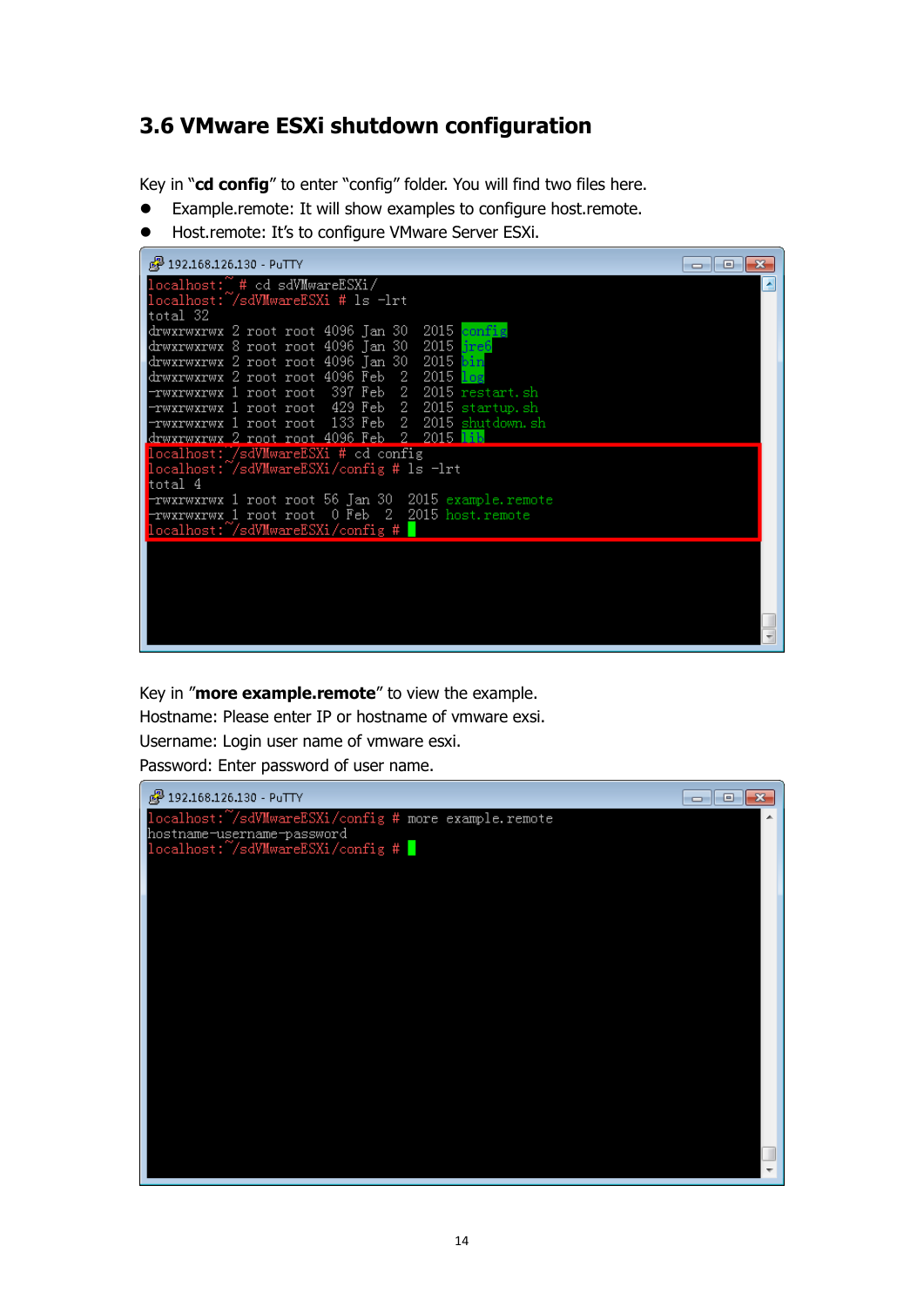## 3.6 VMware ESXi shutdown configuration

Key in "**cd config**" to enter "config" folder. You will find two files here.

- Example.remote: It will show examples to configure host.remote.
- Host.remote: It's to configure VMware Server ESXi.

```
192.168.126.130 - PuTTY
localhost:~ # cd sdVMwareESXi/
localhost:~/sdVMwareESXi # ls -lrt
total 32
drwxrwxrwx 2 root root 4096 Jan 30  2015 config
drwxrwxrwx 8 root root 4096 Jan 30  2015 jre6
drwxrwxrwx 2 root root 4096 Jan 30  2015 bin
drwxrwxrwx 2 root root 4096 Feb  2  2015 log
-rwxrwxrwx 1 root root  397 Feb  2  2015 restart.sh
-rwxrwxrwx 1 root root  429 Feb  2  2015 startup.sh
-rwxrwxrwx 1 root root  133 Feb  2  2015 shutdown.sh
drwxrwxrwx 2 root root 4096 Feb  2  2015 lib
localhost:~/sdVMwareESXi # cd config
localhost:~/sdVMwareESXi/config # ls -lrt
total 4
-rwxrwxrwx 1 root root 56 Jan 30  2015 example.remote
-rwxrwxrwx 1 root root  0 Feb  2  2015 host.remote
localhost:~/sdVMwareESXi/config #
```

Key in "**more example.remote**" to view the example.
Hostname: Please enter IP or hostname of vmware exsi.
Username: Login user name of vmware esxi.
Password: Enter password of user name.

```
192.168.126.130 - PuTTY
localhost:~/sdVMwareESXi/config # more example.remote
hostname-username-password
localhost:~/sdVMwareESXi/config #
```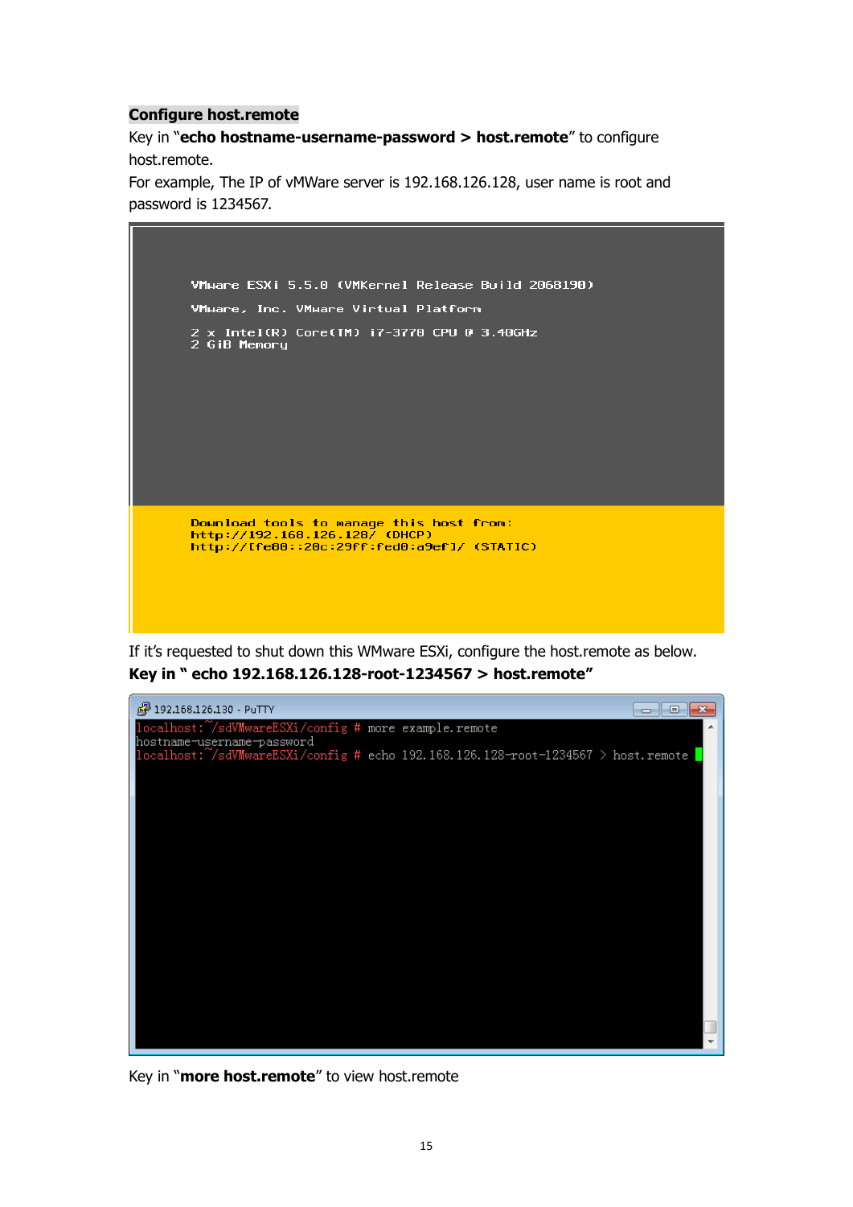**Configure host.remote**

Key in "**echo hostname-username-password > host.remote**" to configure host.remote.

For example, The IP of vMWare server is 192.168.126.128, user name is root and password is 1234567.

```
VMware ESXi 5.5.0 (VMKernel Release Build 2068190)

VMware, Inc. VMware Virtual Platform

2 x Intel(R) Core(TM) i7-3770 CPU @ 3.40GHz
2 GiB Memory

Download tools to manage this host from:
http://192.168.126.128/ (DHCP)
http://[fe80::20c:29ff:fed0:a9ef]/ (STATIC)
```

If it's requested to shut down this WMware ESXi, configure the host.remote as below.

**Key in " echo 192.168.126.128-root-1234567 > host.remote"**

```
192.168.126.130 - PuTTY
localhost:~/sdVMwareESXi/config # more example.remote
hostname-username-password
localhost:~/sdVMwareESXi/config # echo 192.168.126.128-root-1234567 > host.remote
```

Key in "**more host.remote**" to view host.remote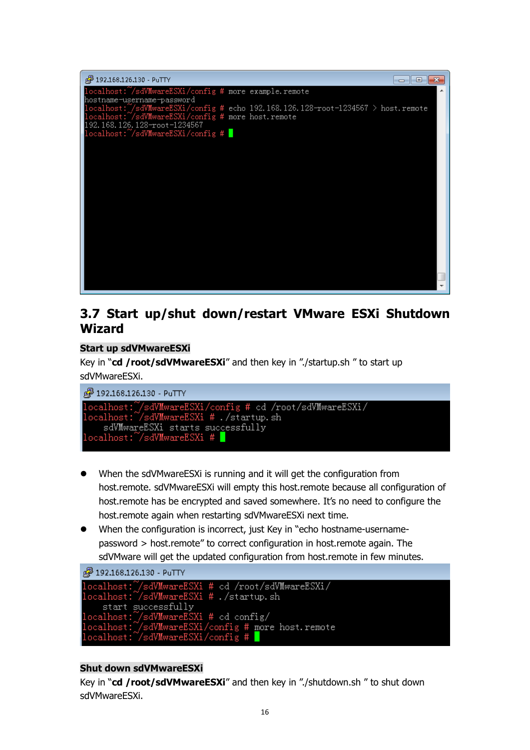```
localhost:~/sdVMwareESXi/config # more example.remote
hostname-username-password
localhost:~/sdVMwareESXi/config # echo 192.168.126.128-root-1234567 > host.remote
localhost:~/sdVMwareESXi/config # more host.remote
192.168.126.128-root-1234567
localhost:~/sdVMwareESXi/config #
```

## 3.7 Start up/shut down/restart VMware ESXi Shutdown Wizard

**Start up sdVMwareESXi**

Key in "**cd /root/sdVMwareESXi**" and then key in "./startup.sh " to start up sdVMwareESXi.

```
localhost:~/sdVMwareESXi/config # cd /root/sdVMwareESXi/
localhost:~/sdVMwareESXi # ./startup.sh
     sdVMwareESXi starts successfully
localhost:~/sdVMwareESXi #
```

- When the sdVMwareESXi is running and it will get the configuration from host.remote. sdVMwareESXi will empty this host.remote because all configuration of host.remote has be encrypted and saved somewhere. It's no need to configure the host.remote again when restarting sdVMwareESXi next time.
- When the configuration is incorrect, just Key in "echo hostname-username-password > host.remote" to correct configuration in host.remote again. The sdVMware will get the updated configuration from host.remote in few minutes.

```
localhost:~/sdVMwareESXi # cd /root/sdVMwareESXi/
localhost:~/sdVMwareESXi # ./startup.sh
     start successfully
localhost:~/sdVMwareESXi # cd config/
localhost:~/sdVMwareESXi/config # more host.remote
localhost:~/sdVMwareESXi/config #
```

**Shut down sdVMwareESXi**

Key in "**cd /root/sdVMwareESXi**" and then key in "./shutdown.sh " to shut down sdVMwareESXi.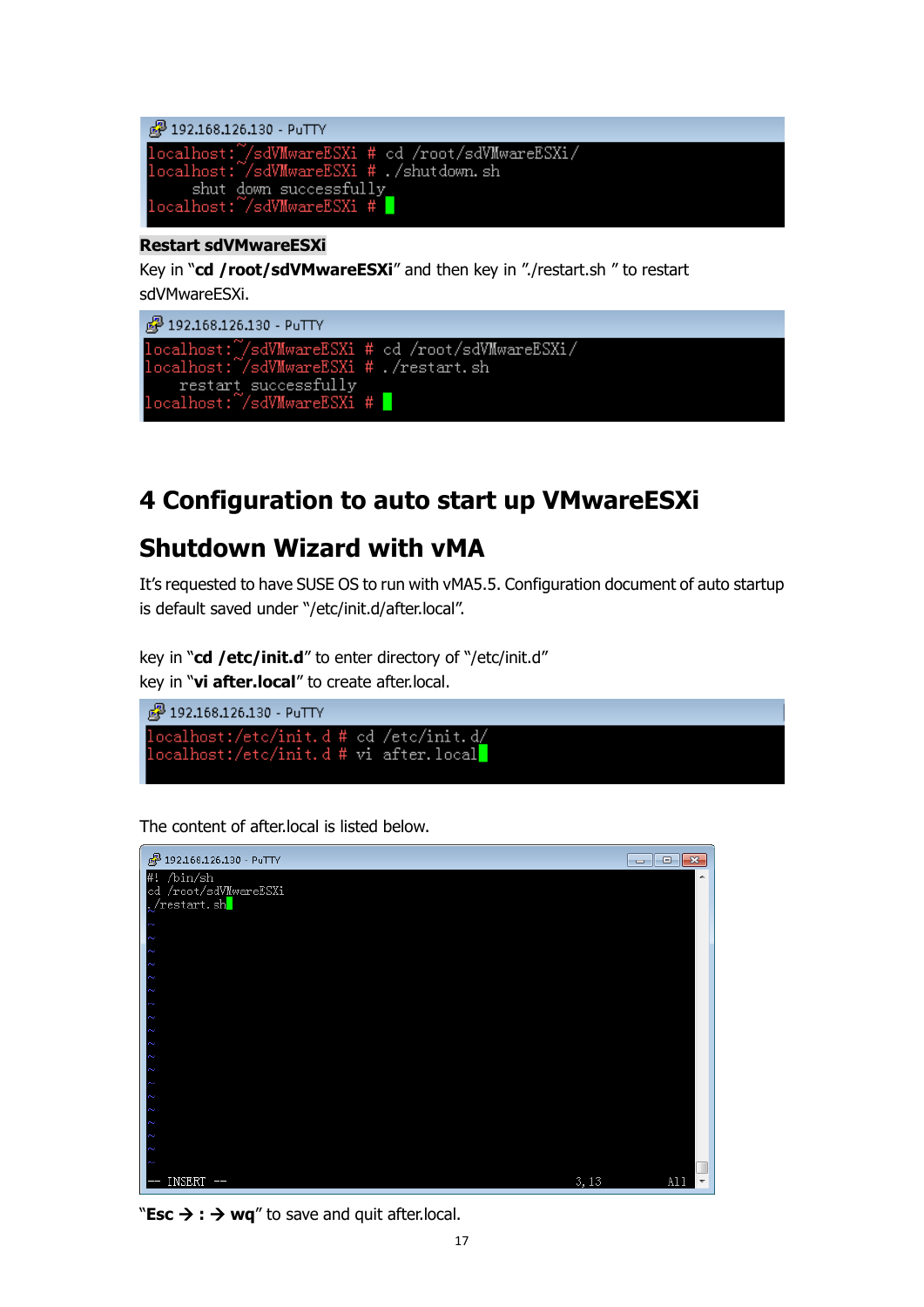```
192.168.126.130 - PuTTY
localhost:~/sdVMwareESXi # cd /root/sdVMwareESXi/
localhost:~/sdVMwareESXi # ./shutdown.sh
    shut down successfully
localhost:~/sdVMwareESXi #
```

**Restart sdVMwareESXi**

Key in "**cd /root/sdVMwareESXi**" and then key in "./restart.sh " to restart sdVMwareESXi.

```
192.168.126.130 - PuTTY
localhost:~/sdVMwareESXi # cd /root/sdVMwareESXi/
localhost:~/sdVMwareESXi # ./restart.sh
    restart successfully
localhost:~/sdVMwareESXi #
```

# 4 Configuration to auto start up VMwareESXi Shutdown Wizard with vMA

It's requested to have SUSE OS to run with vMA5.5. Configuration document of auto startup is default saved under "/etc/init.d/after.local".

key in "**cd /etc/init.d**" to enter directory of "/etc/init.d"
key in "**vi after.local**" to create after.local.

```
192.168.126.130 - PuTTY
localhost:/etc/init.d # cd /etc/init.d/
localhost:/etc/init.d # vi after.local
```

The content of after.local is listed below.

```
192.168.126.130 - PuTTY
#! /bin/sh
cd /root/sdVMwareESXi
./restart.sh
~
-- INSERT --                                        3,13        All
```

"**Esc → : → wq**" to save and quit after.local.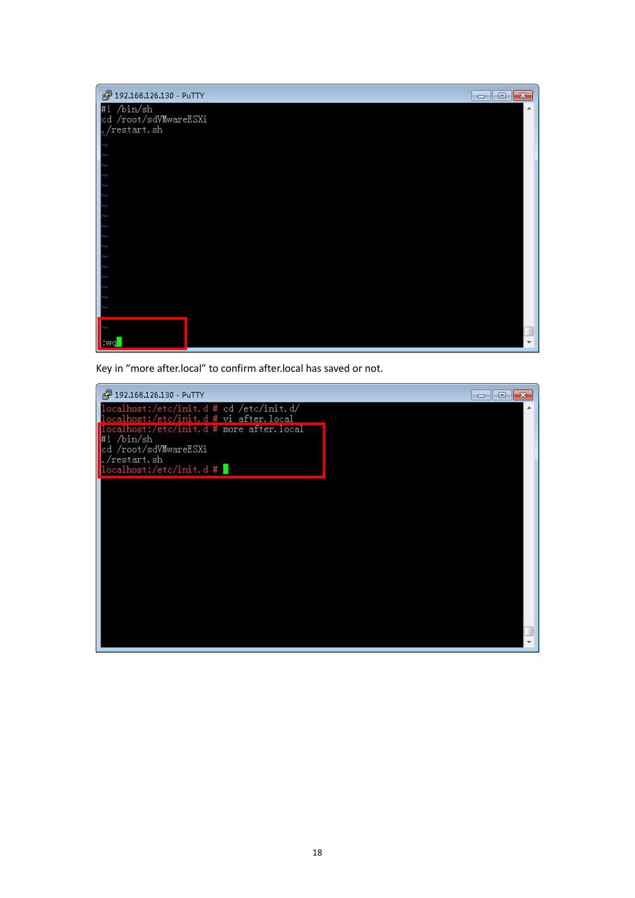```
#! /bin/sh
cd /root/sdVMwareESXi
./restart.sh
~
~
~
:wq
```

Key in “more after.local” to confirm after.local has saved or not.

```
localhost:/etc/init.d # cd /etc/init.d/
localhost:/etc/init.d # vi after.local
localhost:/etc/init.d # more after.local
#! /bin/sh
cd /root/sdVMwareESXi
./restart.sh
localhost:/etc/init.d #
```